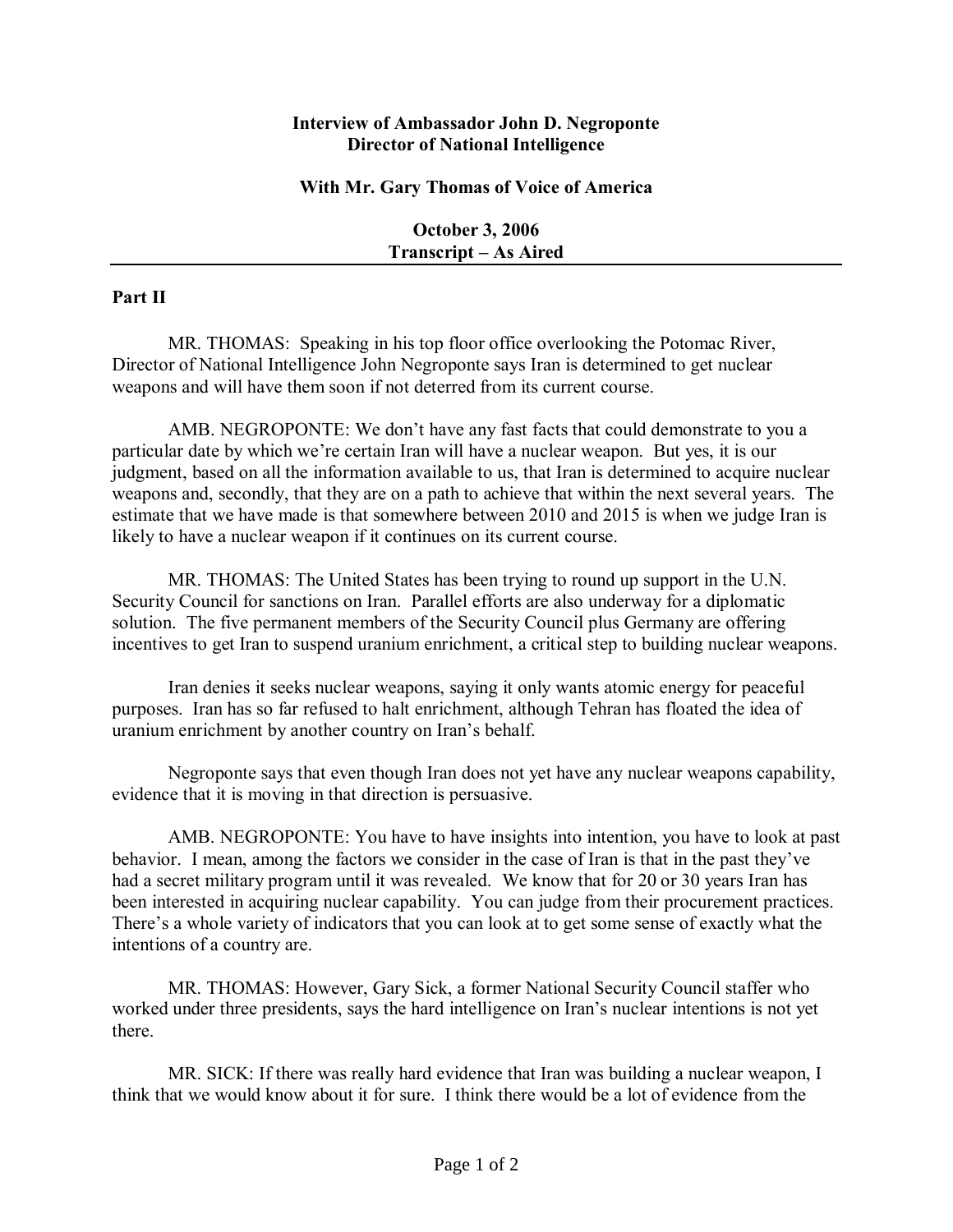**Interview of Ambassador John D. Negroponte**
**Director of National Intelligence**

**With Mr. Gary Thomas of Voice of America**

**October 3, 2006**
**Transcript – As Aired**

---

**Part II**

MR. THOMAS: Speaking in his top floor office overlooking the Potomac River, Director of National Intelligence John Negroponte says Iran is determined to get nuclear weapons and will have them soon if not deterred from its current course.

AMB. NEGROPONTE: We don't have any fast facts that could demonstrate to you a particular date by which we're certain Iran will have a nuclear weapon. But yes, it is our judgment, based on all the information available to us, that Iran is determined to acquire nuclear weapons and, secondly, that they are on a path to achieve that within the next several years. The estimate that we have made is that somewhere between 2010 and 2015 is when we judge Iran is likely to have a nuclear weapon if it continues on its current course.

MR. THOMAS: The United States has been trying to round up support in the U.N. Security Council for sanctions on Iran. Parallel efforts are also underway for a diplomatic solution. The five permanent members of the Security Council plus Germany are offering incentives to get Iran to suspend uranium enrichment, a critical step to building nuclear weapons.

Iran denies it seeks nuclear weapons, saying it only wants atomic energy for peaceful purposes. Iran has so far refused to halt enrichment, although Tehran has floated the idea of uranium enrichment by another country on Iran's behalf.

Negroponte says that even though Iran does not yet have any nuclear weapons capability, evidence that it is moving in that direction is persuasive.

AMB. NEGROPONTE: You have to have insights into intention, you have to look at past behavior. I mean, among the factors we consider in the case of Iran is that in the past they've had a secret military program until it was revealed. We know that for 20 or 30 years Iran has been interested in acquiring nuclear capability. You can judge from their procurement practices. There's a whole variety of indicators that you can look at to get some sense of exactly what the intentions of a country are.

MR. THOMAS: However, Gary Sick, a former National Security Council staffer who worked under three presidents, says the hard intelligence on Iran's nuclear intentions is not yet there.

MR. SICK: If there was really hard evidence that Iran was building a nuclear weapon, I think that we would know about it for sure. I think there would be a lot of evidence from the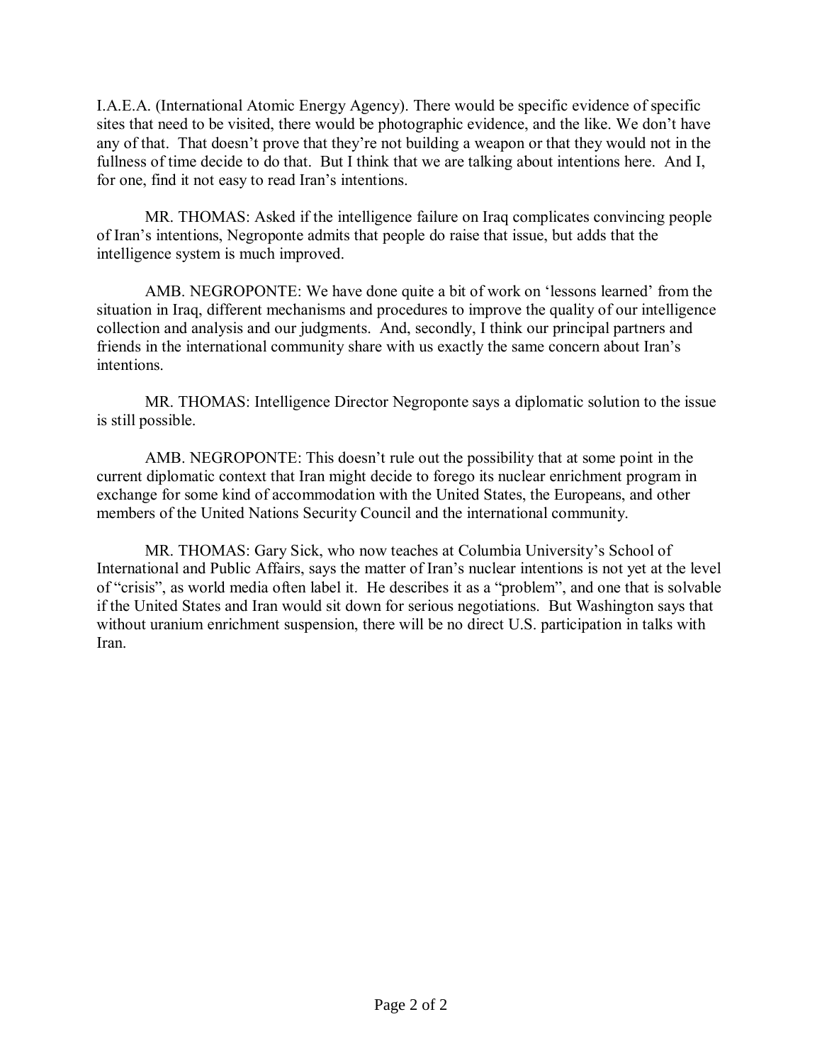I.A.E.A. (International Atomic Energy Agency). There would be specific evidence of specific sites that need to be visited, there would be photographic evidence, and the like. We don't have any of that. That doesn't prove that they're not building a weapon or that they would not in the fullness of time decide to do that. But I think that we are talking about intentions here. And I, for one, find it not easy to read Iran's intentions.

MR. THOMAS: Asked if the intelligence failure on Iraq complicates convincing people of Iran's intentions, Negroponte admits that people do raise that issue, but adds that the intelligence system is much improved.

AMB. NEGROPONTE: We have done quite a bit of work on 'lessons learned' from the situation in Iraq, different mechanisms and procedures to improve the quality of our intelligence collection and analysis and our judgments. And, secondly, I think our principal partners and friends in the international community share with us exactly the same concern about Iran's intentions.

MR. THOMAS: Intelligence Director Negroponte says a diplomatic solution to the issue is still possible.

AMB. NEGROPONTE: This doesn't rule out the possibility that at some point in the current diplomatic context that Iran might decide to forego its nuclear enrichment program in exchange for some kind of accommodation with the United States, the Europeans, and other members of the United Nations Security Council and the international community.

MR. THOMAS: Gary Sick, who now teaches at Columbia University's School of International and Public Affairs, says the matter of Iran's nuclear intentions is not yet at the level of "crisis", as world media often label it. He describes it as a "problem", and one that is solvable if the United States and Iran would sit down for serious negotiations. But Washington says that without uranium enrichment suspension, there will be no direct U.S. participation in talks with Iran.